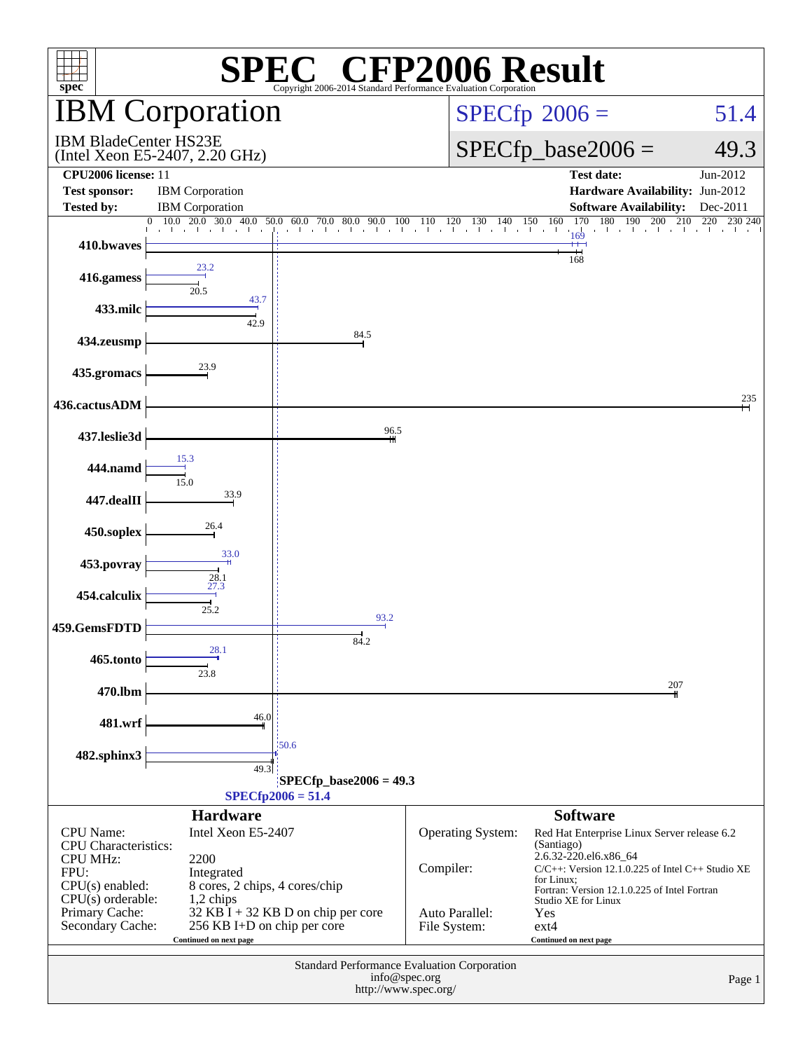# SPEC CFP2006 Result

Copyright 2006-2014 Standard Performance Evaluation Corporation

## IBM Corporation

IBM BladeCenter HS23E
(Intel Xeon E5-2407, 2.20 GHz)

SPECfp 2006 = 51.4

SPECfp_base2006 = 49.3

| | | | |
|---|---|---|---|
| **CPU2006 license:** | 11 | **Test date:** | Jun-2012 |
| **Test sponsor:** | IBM Corporation | **Hardware Availability:** | Jun-2012 |
| **Tested by:** | IBM Corporation | **Software Availability:** | Dec-2011 |

| Benchmark | Peak | Base |
|---|---|---|
| 410.bwaves | 169 | 168 |
| 416.gamess | 23.2 | 20.5 |
| 433.milc | 43.7 | 42.9 |
| 434.zeusmp | | 84.5 |
| 435.gromacs | | 23.9 |
| 436.cactusADM | | 235 |
| 437.leslie3d | | 96.5 |
| 444.namd | 15.3 | 15.0 |
| 447.dealII | | 33.9 |
| 450.soplex | | 26.4 |
| 453.povray | 33.0 | 28.1 |
| 454.calculix | 27.3 | 25.2 |
| 459.GemsFDTD | 93.2 | 84.2 |
| 465.tonto | 28.1 | 23.8 |
| 470.lbm | | 207 |
| 481.wrf | | 46.0 |
| 482.sphinx3 | 50.6 | 49.3 |

SPECfp_base2006 = 49.3

SPECfp2006 = 51.4

### Hardware

| | |
|---|---|
| CPU Name: | Intel Xeon E5-2407 |
| CPU Characteristics: | |
| CPU MHz: | 2200 |
| FPU: | Integrated |
| CPU(s) enabled: | 8 cores, 2 chips, 4 cores/chip |
| CPU(s) orderable: | 1,2 chips |
| Primary Cache: | 32 KB I + 32 KB D on chip per core |
| Secondary Cache: | 256 KB I+D on chip per core |

Continued on next page

### Software

| | |
|---|---|
| Operating System: | Red Hat Enterprise Linux Server release 6.2 (Santiago) 2.6.32-220.el6.x86_64 |
| Compiler: | C/C++: Version 12.1.0.225 of Intel C++ Studio XE for Linux; Fortran: Version 12.1.0.225 of Intel Fortran Studio XE for Linux |
| Auto Parallel: | Yes |
| File System: | ext4 |

Continued on next page

Standard Performance Evaluation Corporation
info@spec.org
http://www.spec.org/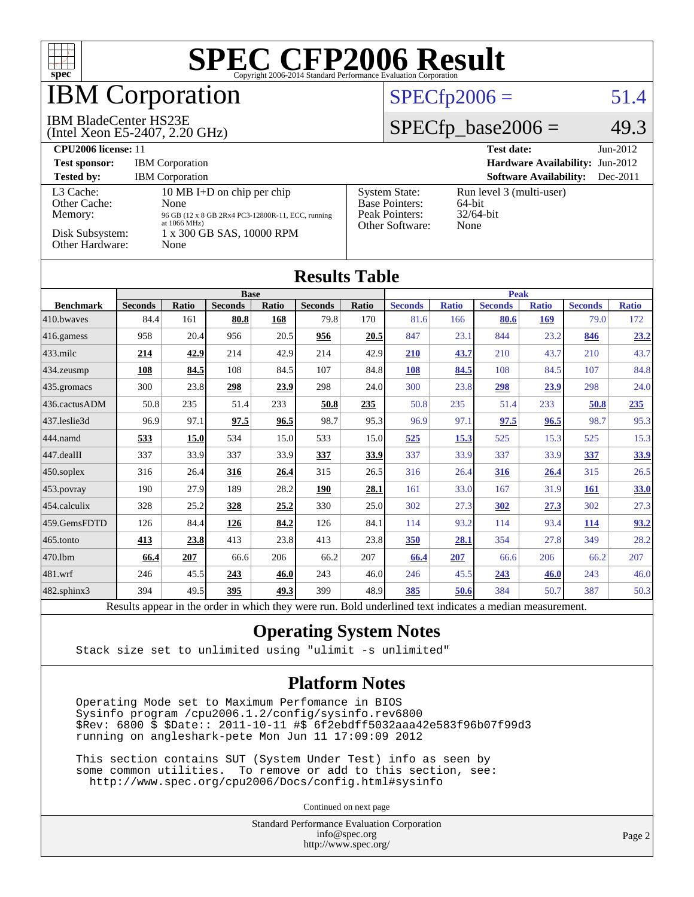# SPEC CFP2006 Result

Copyright 2006-2014 Standard Performance Evaluation Corporation

# IBM Corporation

IBM BladeCenter HS23E
(Intel Xeon E5-2407, 2.20 GHz)

SPECfp2006 = 51.4

SPECfp_base2006 = 49.3

**CPU2006 license:** 11
**Test sponsor:** IBM Corporation
**Tested by:** IBM Corporation

**Test date:** Jun-2012
**Hardware Availability:** Jun-2012
**Software Availability:** Dec-2011

| | |
|---|---|
| L3 Cache: | 10 MB I+D on chip per chip |
| Other Cache: | None |
| Memory: | 96 GB (12 x 8 GB 2Rx4 PC3-12800R-11, ECC, running at 1066 MHz) |
| Disk Subsystem: | 1 x 300 GB SAS, 10000 RPM |
| Other Hardware: | None |

| | |
|---|---|
| System State: | Run level 3 (multi-user) |
| Base Pointers: | 64-bit |
| Peak Pointers: | 32/64-bit |
| Other Software: | None |

## Results Table

| Benchmark | Base | | | | | | Peak | | | | | |
|---|---|---|---|---|---|---|---|---|---|---|---|---|
| | Seconds | Ratio | Seconds | Ratio | Seconds | Ratio | Seconds | Ratio | Seconds | Ratio | Seconds | Ratio |
| 410.bwaves | 84.4 | 161 | **80.8** | **168** | 79.8 | 170 | 81.6 | 166 | **80.6** | **169** | 79.0 | 172 |
| 416.gamess | 958 | 20.4 | 956 | 20.5 | **956** | **20.5** | 847 | 23.1 | 844 | 23.2 | **846** | **23.2** |
| 433.milc | **214** | **42.9** | 214 | 42.9 | 214 | 42.9 | **210** | **43.7** | 210 | 43.7 | 210 | 43.7 |
| 434.zeusmp | **108** | **84.5** | 108 | 84.5 | 107 | 84.8 | **108** | **84.5** | 108 | 84.5 | 107 | 84.8 |
| 435.gromacs | 300 | 23.8 | **298** | **23.9** | 298 | 24.0 | 300 | 23.8 | **298** | **23.9** | 298 | 24.0 |
| 436.cactusADM | 50.8 | 235 | 51.4 | 233 | **50.8** | **235** | 50.8 | 235 | 51.4 | 233 | **50.8** | **235** |
| 437.leslie3d | 96.9 | 97.1 | **97.5** | **96.5** | 98.7 | 95.3 | 96.9 | 97.1 | **97.5** | **96.5** | 98.7 | 95.3 |
| 444.namd | **533** | **15.0** | 534 | 15.0 | 533 | 15.0 | **525** | **15.3** | 525 | 15.3 | 525 | 15.3 |
| 447.dealII | 337 | 33.9 | 337 | 33.9 | **337** | **33.9** | 337 | 33.9 | 337 | 33.9 | **337** | **33.9** |
| 450.soplex | 316 | 26.4 | **316** | **26.4** | 315 | 26.5 | 316 | 26.4 | **316** | **26.4** | 315 | 26.5 |
| 453.povray | 190 | 27.9 | 189 | 28.2 | **190** | **28.1** | 161 | 33.0 | 167 | 31.9 | **161** | **33.0** |
| 454.calculix | 328 | 25.2 | **328** | **25.2** | 330 | 25.0 | 302 | 27.3 | **302** | **27.3** | 302 | 27.3 |
| 459.GemsFDTD | 126 | 84.4 | **126** | **84.2** | 126 | 84.1 | 114 | 93.2 | 114 | 93.4 | **114** | **93.2** |
| 465.tonto | **413** | **23.8** | 413 | 23.8 | 413 | 23.8 | **350** | **28.1** | 354 | 27.8 | 349 | 28.2 |
| 470.lbm | **66.4** | **207** | 66.6 | 206 | 66.2 | 207 | **66.4** | **207** | 66.6 | 206 | 66.2 | 207 |
| 481.wrf | 246 | 45.5 | **243** | **46.0** | 243 | 46.0 | 246 | 45.5 | **243** | **46.0** | 243 | 46.0 |
| 482.sphinx3 | 394 | 49.5 | **395** | **49.3** | 399 | 48.9 | **385** | **50.6** | 384 | 50.7 | 387 | 50.3 |

Results appear in the order in which they were run. Bold underlined text indicates a median measurement.

## Operating System Notes

```
Stack size set to unlimited using "ulimit -s unlimited"
```

## Platform Notes

```
Operating Mode set to Maximum Perfomance in BIOS
Sysinfo program /cpu2006.1.2/config/sysinfo.rev6800
$Rev: 6800 $ $Date:: 2011-10-11 #$ 6f2ebdff5032aaa42e583f96b07f99d3
running on angleshark-pete Mon Jun 11 17:09:09 2012

This section contains SUT (System Under Test) info as seen by
some common utilities.  To remove or add to this section, see:
  http://www.spec.org/cpu2006/Docs/config.html#sysinfo
```

Continued on next page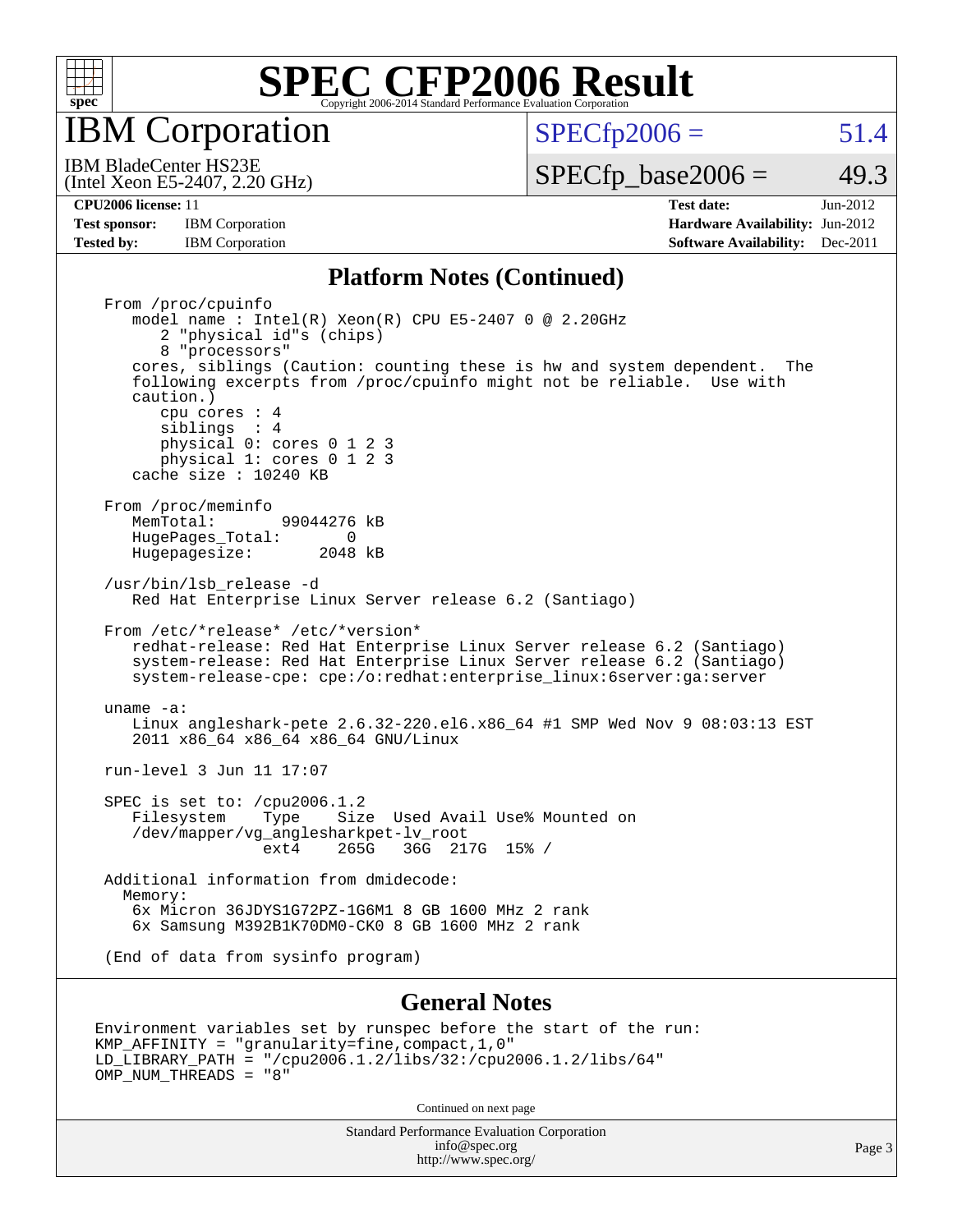# SPEC CFP2006 Result

Copyright 2006-2014 Standard Performance Evaluation Corporation

## IBM Corporation

IBM BladeCenter HS23E
(Intel Xeon E5-2407, 2.20 GHz)

SPECfp2006 = 51.4

SPECfp_base2006 = 49.3

**CPU2006 license:** 11
**Test sponsor:** IBM Corporation
**Tested by:** IBM Corporation

**Test date:** Jun-2012
**Hardware Availability:** Jun-2012
**Software Availability:** Dec-2011

### Platform Notes (Continued)

```
From /proc/cpuinfo
   model name : Intel(R) Xeon(R) CPU E5-2407 0 @ 2.20GHz
      2 "physical id"s (chips)
      8 "processors"
   cores, siblings (Caution: counting these is hw and system dependent.  The
   following excerpts from /proc/cpuinfo might not be reliable.  Use with
   caution.)
      cpu cores : 4
      siblings  : 4
      physical 0: cores 0 1 2 3
      physical 1: cores 0 1 2 3
   cache size : 10240 KB

From /proc/meminfo
   MemTotal:       99044276 kB
   HugePages_Total:       0
   Hugepagesize:       2048 kB

/usr/bin/lsb_release -d
   Red Hat Enterprise Linux Server release 6.2 (Santiago)

From /etc/*release* /etc/*version*
   redhat-release: Red Hat Enterprise Linux Server release 6.2 (Santiago)
   system-release: Red Hat Enterprise Linux Server release 6.2 (Santiago)
   system-release-cpe: cpe:/o:redhat:enterprise_linux:6server:ga:server

uname -a:
   Linux angleshark-pete 2.6.32-220.el6.x86_64 #1 SMP Wed Nov 9 08:03:13 EST
   2011 x86_64 x86_64 x86_64 GNU/Linux

run-level 3 Jun 11 17:07

SPEC is set to: /cpu2006.1.2
   Filesystem    Type    Size  Used Avail Use% Mounted on
   /dev/mapper/vg_anglesharkpet-lv_root
                 ext4    265G   36G  217G  15% /

Additional information from dmidecode:
  Memory:
   6x Micron 36JDYS1G72PZ-1G6M1 8 GB 1600 MHz 2 rank
   6x Samsung M392B1K70DM0-CK0 8 GB 1600 MHz 2 rank

(End of data from sysinfo program)
```

### General Notes

```
Environment variables set by runspec before the start of the run:
KMP_AFFINITY = "granularity=fine,compact,1,0"
LD_LIBRARY_PATH = "/cpu2006.1.2/libs/32:/cpu2006.1.2/libs/64"
OMP_NUM_THREADS = "8"
```

Continued on next page

Standard Performance Evaluation Corporation
info@spec.org
http://www.spec.org/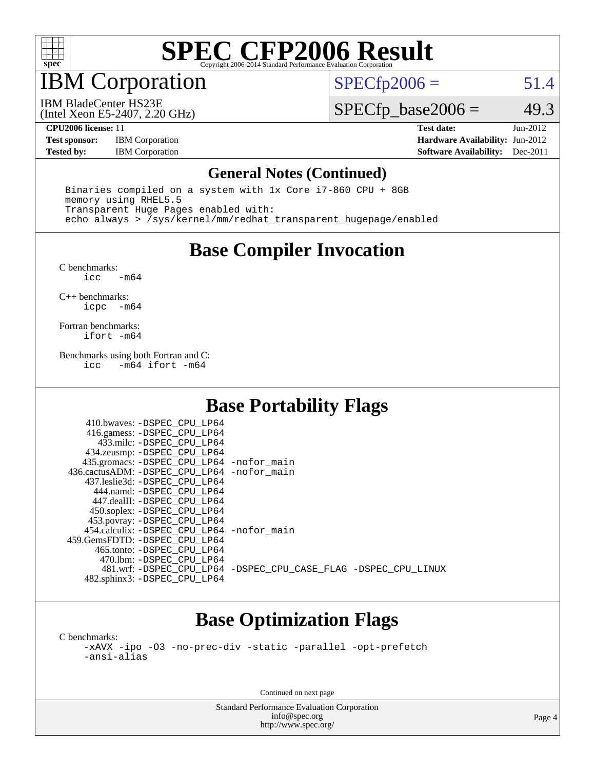# SPEC CFP2006 Result

Copyright 2006-2014 Standard Performance Evaluation Corporation

## IBM Corporation

IBM BladeCenter HS23E
(Intel Xeon E5-2407, 2.20 GHz)

SPECfp2006 = 51.4

SPECfp_base2006 = 49.3

| | | | |
|---|---|---|---|
| **CPU2006 license:** 11 | | **Test date:** | Jun-2012 |
| **Test sponsor:** | IBM Corporation | **Hardware Availability:** | Jun-2012 |
| **Tested by:** | IBM Corporation | **Software Availability:** | Dec-2011 |

## General Notes (Continued)

```
Binaries compiled on a system with 1x Core i7-860 CPU + 8GB
memory using RHEL5.5
Transparent Huge Pages enabled with:
echo always > /sys/kernel/mm/redhat_transparent_hugepage/enabled
```

## Base Compiler Invocation

C benchmarks:
```
icc   -m64
```

C++ benchmarks:
```
icpc  -m64
```

Fortran benchmarks:
```
ifort -m64
```

Benchmarks using both Fortran and C:
```
icc   -m64 ifort -m64
```

## Base Portability Flags

```
   410.bwaves: -DSPEC_CPU_LP64
   416.gamess: -DSPEC_CPU_LP64
    433.milc: -DSPEC_CPU_LP64
  434.zeusmp: -DSPEC_CPU_LP64
  435.gromacs: -DSPEC_CPU_LP64 -nofor_main
436.cactusADM: -DSPEC_CPU_LP64 -nofor_main
  437.leslie3d: -DSPEC_CPU_LP64
    444.namd: -DSPEC_CPU_LP64
   447.dealII: -DSPEC_CPU_LP64
   450.soplex: -DSPEC_CPU_LP64
   453.povray: -DSPEC_CPU_LP64
  454.calculix: -DSPEC_CPU_LP64 -nofor_main
459.GemsFDTD: -DSPEC_CPU_LP64
    465.tonto: -DSPEC_CPU_LP64
     470.lbm: -DSPEC_CPU_LP64
     481.wrf: -DSPEC_CPU_LP64 -DSPEC_CPU_CASE_FLAG -DSPEC_CPU_LINUX
  482.sphinx3: -DSPEC_CPU_LP64
```

## Base Optimization Flags

C benchmarks:
```
-xAVX -ipo -O3 -no-prec-div -static -parallel -opt-prefetch
-ansi-alias
```

Continued on next page

Standard Performance Evaluation Corporation
info@spec.org
http://www.spec.org/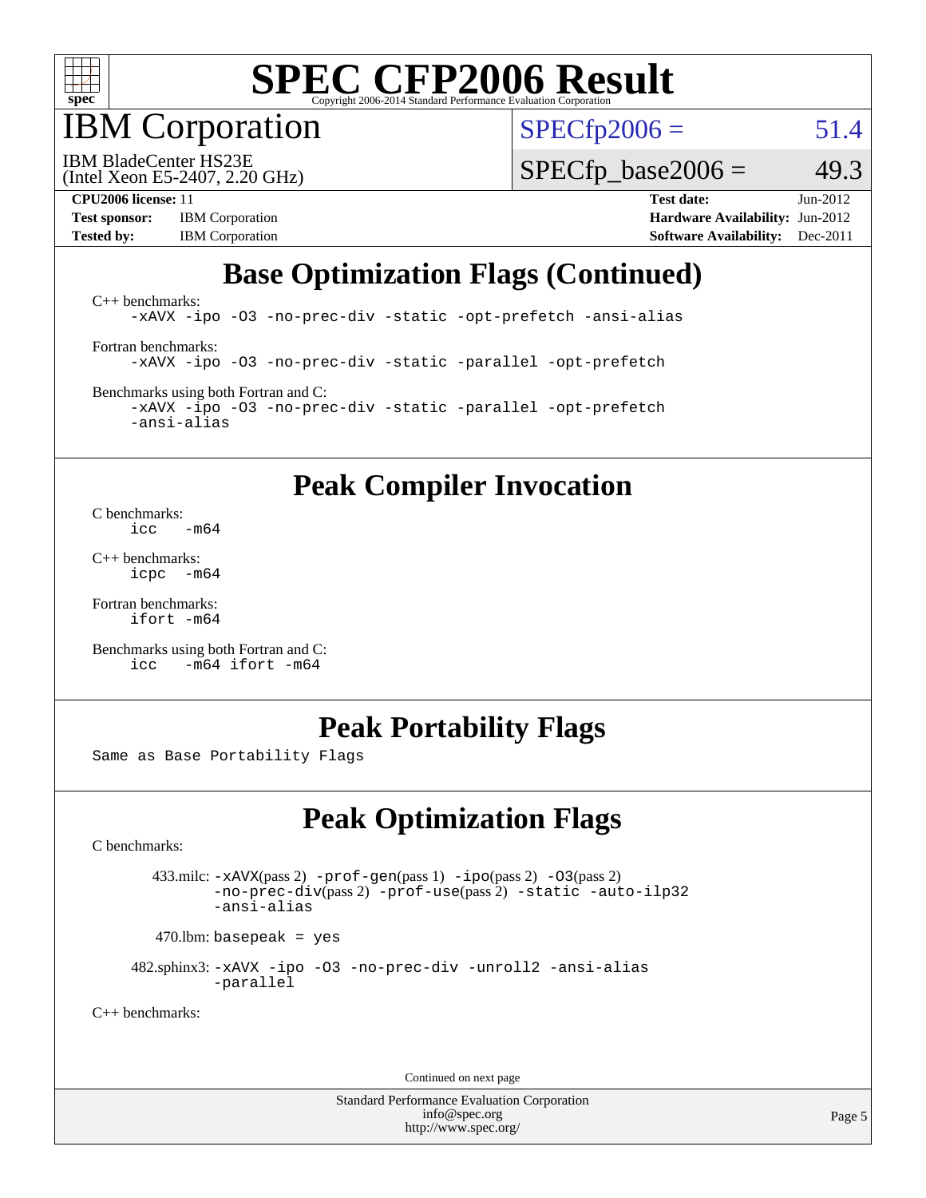# SPEC CFP2006 Result

Copyright 2006-2014 Standard Performance Evaluation Corporation

## IBM Corporation

IBM BladeCenter HS23E
(Intel Xeon E5-2407, 2.20 GHz)

SPECfp2006 = 51.4

SPECfp_base2006 = 49.3

**CPU2006 license:** 11
**Test sponsor:** IBM Corporation
**Tested by:** IBM Corporation

**Test date:** Jun-2012
**Hardware Availability:** Jun-2012
**Software Availability:** Dec-2011

## Base Optimization Flags (Continued)

C++ benchmarks:
```
-xAVX -ipo -O3 -no-prec-div -static -opt-prefetch -ansi-alias
```

Fortran benchmarks:
```
-xAVX -ipo -O3 -no-prec-div -static -parallel -opt-prefetch
```

Benchmarks using both Fortran and C:
```
-xAVX -ipo -O3 -no-prec-div -static -parallel -opt-prefetch
-ansi-alias
```

## Peak Compiler Invocation

C benchmarks:
```
icc   -m64
```

C++ benchmarks:
```
icpc  -m64
```

Fortran benchmarks:
```
ifort -m64
```

Benchmarks using both Fortran and C:
```
icc   -m64 ifort -m64
```

## Peak Portability Flags

Same as Base Portability Flags

## Peak Optimization Flags

C benchmarks:

433.milc: -xAVX(pass 2) -prof-gen(pass 1) -ipo(pass 2) -O3(pass 2) -no-prec-div(pass 2) -prof-use(pass 2) -static -auto-ilp32 -ansi-alias

470.lbm: basepeak = yes

482.sphinx3: -xAVX -ipo -O3 -no-prec-div -unroll2 -ansi-alias -parallel

C++ benchmarks:

Continued on next page

Standard Performance Evaluation Corporation
info@spec.org
http://www.spec.org/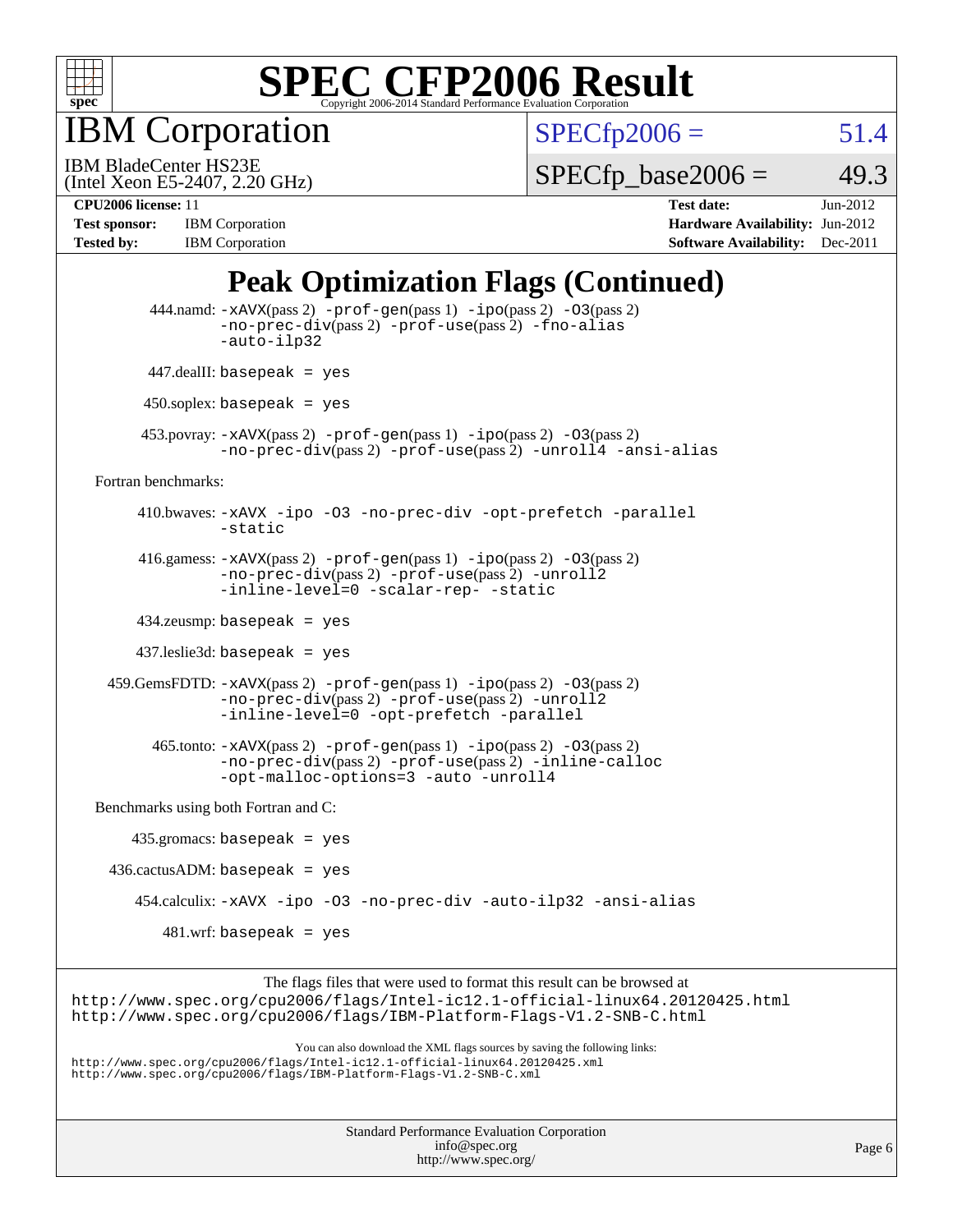# SPEC CFP2006 Result

Copyright 2006-2014 Standard Performance Evaluation Corporation

## IBM Corporation

IBM BladeCenter HS23E
(Intel Xeon E5-2407, 2.20 GHz)

SPECfp2006 = 51.4

SPECfp_base2006 = 49.3

**CPU2006 license:** 11
**Test sponsor:** IBM Corporation
**Tested by:** IBM Corporation

**Test date:** Jun-2012
**Hardware Availability:** Jun-2012
**Software Availability:** Dec-2011

## Peak Optimization Flags (Continued)

444.namd: -xAVX(pass 2) -prof-gen(pass 1) -ipo(pass 2) -O3(pass 2) -no-prec-div(pass 2) -prof-use(pass 2) -fno-alias -auto-ilp32

447.dealII: basepeak = yes

450.soplex: basepeak = yes

453.povray: -xAVX(pass 2) -prof-gen(pass 1) -ipo(pass 2) -O3(pass 2) -no-prec-div(pass 2) -prof-use(pass 2) -unroll4 -ansi-alias

Fortran benchmarks:

410.bwaves: -xAVX -ipo -O3 -no-prec-div -opt-prefetch -parallel -static

416.gamess: -xAVX(pass 2) -prof-gen(pass 1) -ipo(pass 2) -O3(pass 2) -no-prec-div(pass 2) -prof-use(pass 2) -unroll2 -inline-level=0 -scalar-rep- -static

434.zeusmp: basepeak = yes

437.leslie3d: basepeak = yes

459.GemsFDTD: -xAVX(pass 2) -prof-gen(pass 1) -ipo(pass 2) -O3(pass 2) -no-prec-div(pass 2) -prof-use(pass 2) -unroll2 -inline-level=0 -opt-prefetch -parallel

465.tonto: -xAVX(pass 2) -prof-gen(pass 1) -ipo(pass 2) -O3(pass 2) -no-prec-div(pass 2) -prof-use(pass 2) -inline-calloc -opt-malloc-options=3 -auto -unroll4

Benchmarks using both Fortran and C:

435.gromacs: basepeak = yes

436.cactusADM: basepeak = yes

454.calculix: -xAVX -ipo -O3 -no-prec-div -auto-ilp32 -ansi-alias

481.wrf: basepeak = yes

The flags files that were used to format this result can be browsed at
http://www.spec.org/cpu2006/flags/Intel-ic12.1-official-linux64.20120425.html
http://www.spec.org/cpu2006/flags/IBM-Platform-Flags-V1.2-SNB-C.html

You can also download the XML flags sources by saving the following links:
http://www.spec.org/cpu2006/flags/Intel-ic12.1-official-linux64.20120425.xml
http://www.spec.org/cpu2006/flags/IBM-Platform-Flags-V1.2-SNB-C.xml

Standard Performance Evaluation Corporation
info@spec.org
http://www.spec.org/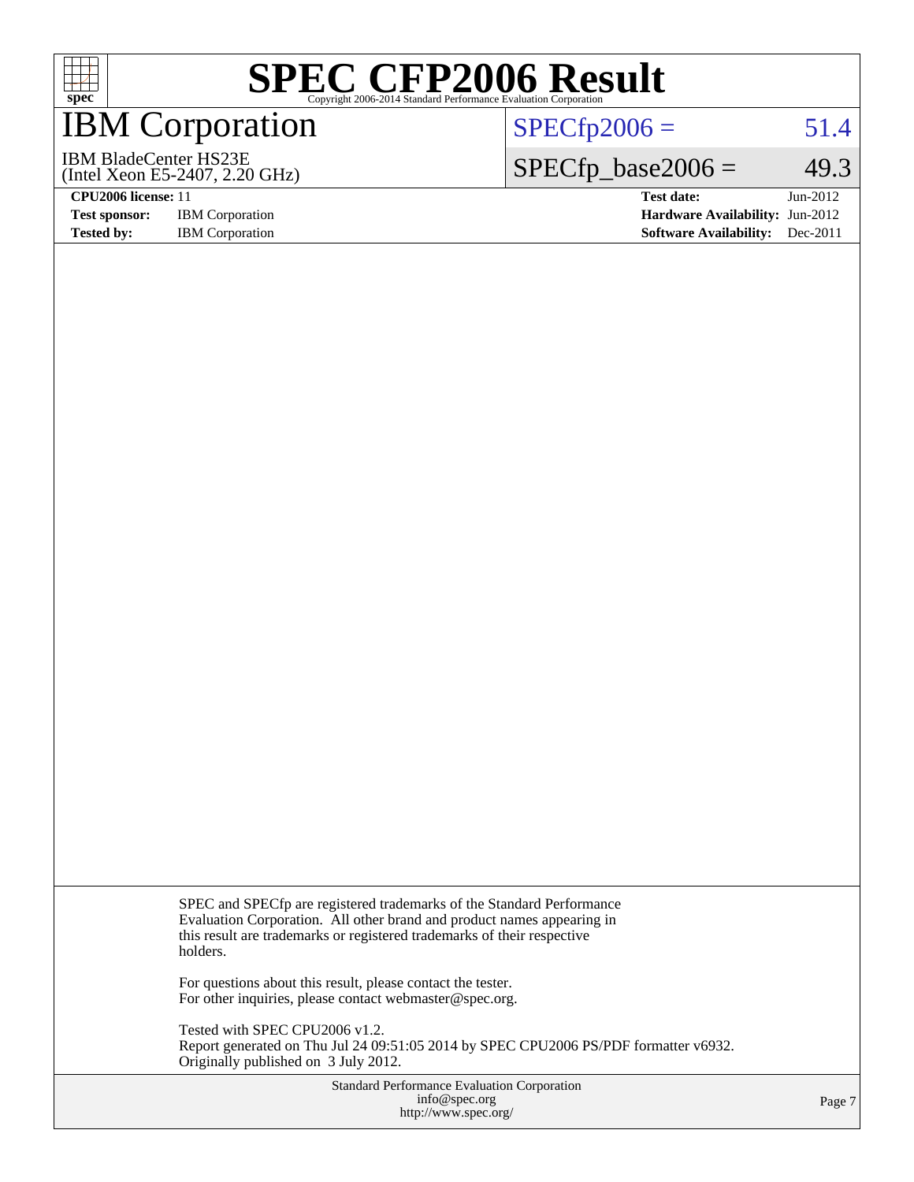# SPEC CFP2006 Result

Copyright 2006-2014 Standard Performance Evaluation Corporation

## IBM Corporation

IBM BladeCenter HS23E
(Intel Xeon E5-2407, 2.20 GHz)

SPECfp2006 = 51.4

SPECfp_base2006 = 49.3

| | | | |
|---|---|---|---|
| **CPU2006 license:** 11 | | **Test date:** | Jun-2012 |
| **Test sponsor:** | IBM Corporation | **Hardware Availability:** | Jun-2012 |
| **Tested by:** | IBM Corporation | **Software Availability:** | Dec-2011 |

SPEC and SPECfp are registered trademarks of the Standard Performance Evaluation Corporation. All other brand and product names appearing in this result are trademarks or registered trademarks of their respective holders.

For questions about this result, please contact the tester.
For other inquiries, please contact webmaster@spec.org.

Tested with SPEC CPU2006 v1.2.
Report generated on Thu Jul 24 09:51:05 2014 by SPEC CPU2006 PS/PDF formatter v6932.
Originally published on 3 July 2012.

Standard Performance Evaluation Corporation
info@spec.org
http://www.spec.org/